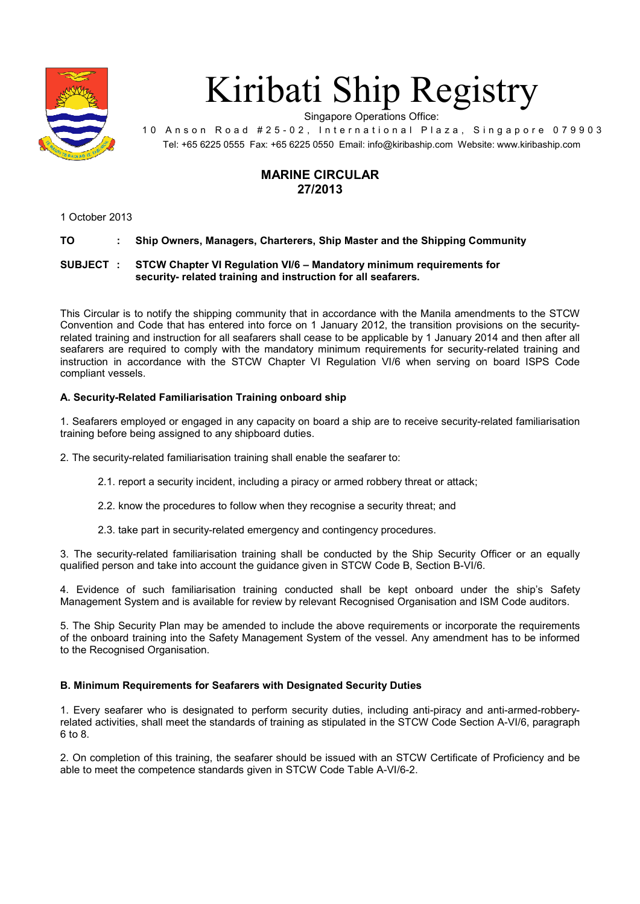# Kiribati Ship Registry

Singapore Operations Office:
10 Anson Road #25-02, International Plaza, Singapore 079903
Tel: +65 6225 0555 Fax: +65 6225 0550 Email: info@kiribaship.com Website: www.kiribaship.com

## MARINE CIRCULAR
## 27/2013

1 October 2013

**TO : Ship Owners, Managers, Charterers, Ship Master and the Shipping Community**

**SUBJECT : STCW Chapter VI Regulation VI/6 – Mandatory minimum requirements for security- related training and instruction for all seafarers.**

This Circular is to notify the shipping community that in accordance with the Manila amendments to the STCW Convention and Code that has entered into force on 1 January 2012, the transition provisions on the security-related training and instruction for all seafarers shall cease to be applicable by 1 January 2014 and then after all seafarers are required to comply with the mandatory minimum requirements for security-related training and instruction in accordance with the STCW Chapter VI Regulation VI/6 when serving on board ISPS Code compliant vessels.

### A. Security-Related Familiarisation Training onboard ship

1. Seafarers employed or engaged in any capacity on board a ship are to receive security-related familiarisation training before being assigned to any shipboard duties.

2. The security-related familiarisation training shall enable the seafarer to:

   2.1. report a security incident, including a piracy or armed robbery threat or attack;

   2.2. know the procedures to follow when they recognise a security threat; and

   2.3. take part in security-related emergency and contingency procedures.

3. The security-related familiarisation training shall be conducted by the Ship Security Officer or an equally qualified person and take into account the guidance given in STCW Code B, Section B-VI/6.

4. Evidence of such familiarisation training conducted shall be kept onboard under the ship's Safety Management System and is available for review by relevant Recognised Organisation and ISM Code auditors.

5. The Ship Security Plan may be amended to include the above requirements or incorporate the requirements of the onboard training into the Safety Management System of the vessel. Any amendment has to be informed to the Recognised Organisation.

### B. Minimum Requirements for Seafarers with Designated Security Duties

1. Every seafarer who is designated to perform security duties, including anti-piracy and anti-armed-robbery-related activities, shall meet the standards of training as stipulated in the STCW Code Section A-VI/6, paragraph 6 to 8.

2. On completion of this training, the seafarer should be issued with an STCW Certificate of Proficiency and be able to meet the competence standards given in STCW Code Table A-VI/6-2.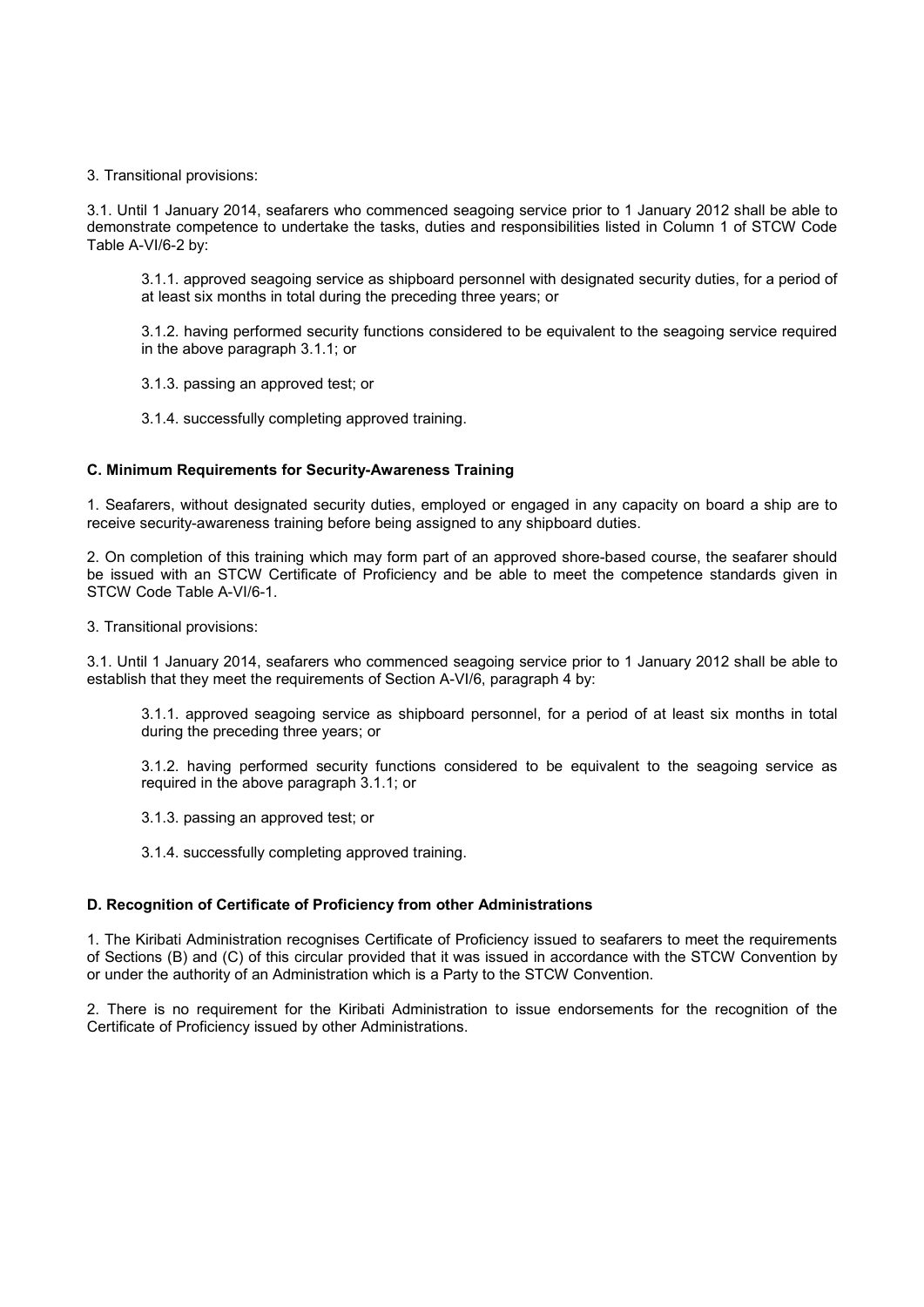3. Transitional provisions:

3.1. Until 1 January 2014, seafarers who commenced seagoing service prior to 1 January 2012 shall be able to demonstrate competence to undertake the tasks, duties and responsibilities listed in Column 1 of STCW Code Table A-VI/6-2 by:

> 3.1.1. approved seagoing service as shipboard personnel with designated security duties, for a period of at least six months in total during the preceding three years; or
>
> 3.1.2. having performed security functions considered to be equivalent to the seagoing service required in the above paragraph 3.1.1; or
>
> 3.1.3. passing an approved test; or
>
> 3.1.4. successfully completing approved training.

### C. Minimum Requirements for Security-Awareness Training

1. Seafarers, without designated security duties, employed or engaged in any capacity on board a ship are to receive security-awareness training before being assigned to any shipboard duties.

2. On completion of this training which may form part of an approved shore-based course, the seafarer should be issued with an STCW Certificate of Proficiency and be able to meet the competence standards given in STCW Code Table A-VI/6-1.

3. Transitional provisions:

3.1. Until 1 January 2014, seafarers who commenced seagoing service prior to 1 January 2012 shall be able to establish that they meet the requirements of Section A-VI/6, paragraph 4 by:

> 3.1.1. approved seagoing service as shipboard personnel, for a period of at least six months in total during the preceding three years; or
>
> 3.1.2. having performed security functions considered to be equivalent to the seagoing service as required in the above paragraph 3.1.1; or
>
> 3.1.3. passing an approved test; or
>
> 3.1.4. successfully completing approved training.

### D. Recognition of Certificate of Proficiency from other Administrations

1. The Kiribati Administration recognises Certificate of Proficiency issued to seafarers to meet the requirements of Sections (B) and (C) of this circular provided that it was issued in accordance with the STCW Convention by or under the authority of an Administration which is a Party to the STCW Convention.

2. There is no requirement for the Kiribati Administration to issue endorsements for the recognition of the Certificate of Proficiency issued by other Administrations.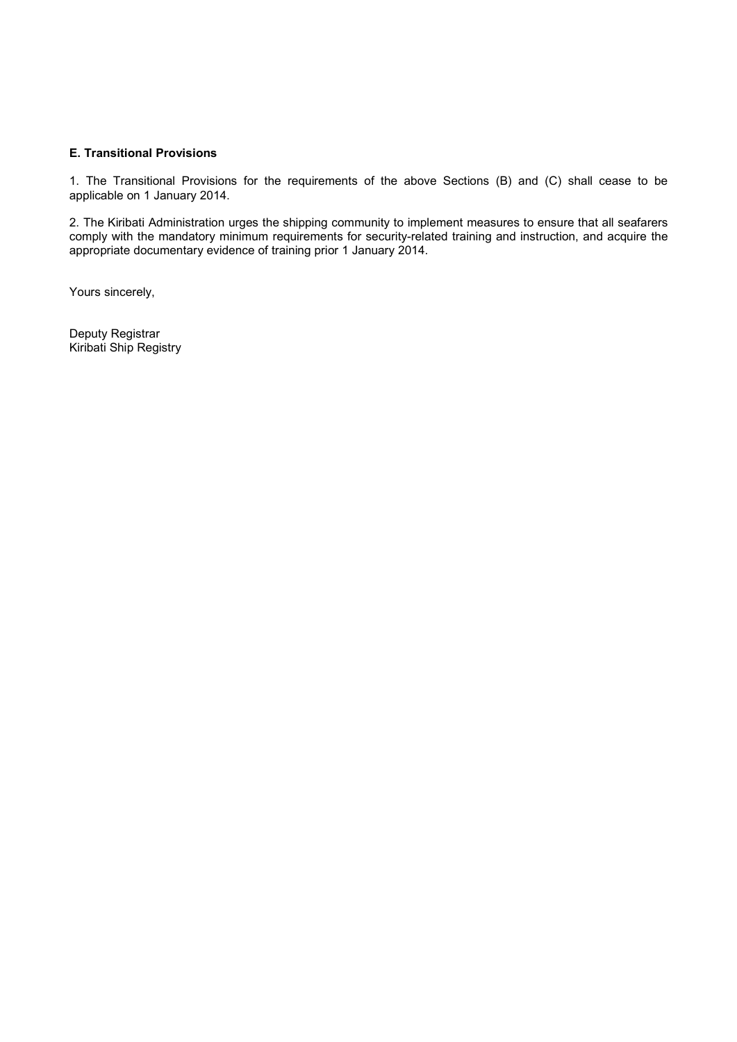**E. Transitional Provisions**

1. The Transitional Provisions for the requirements of the above Sections (B) and (C) shall cease to be applicable on 1 January 2014.

2. The Kiribati Administration urges the shipping community to implement measures to ensure that all seafarers comply with the mandatory minimum requirements for security-related training and instruction, and acquire the appropriate documentary evidence of training prior 1 January 2014.

Yours sincerely,

Deputy Registrar
Kiribati Ship Registry